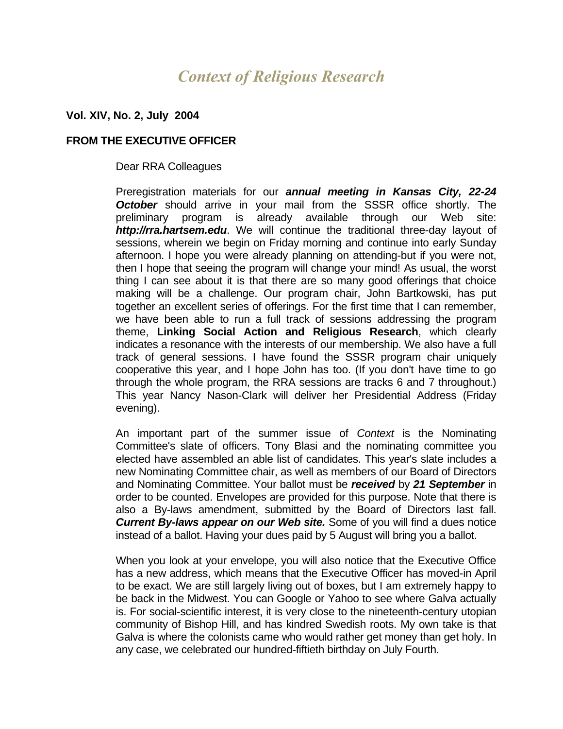# *Context of Religious Research*

**Vol. XIV, No. 2, July 2004**

## FROM THE EXECUTIVE OFFICER

Dear RRA Colleagues

Preregistration materials for our ***annual meeting in Kansas City, 22-24 October*** should arrive in your mail from the SSSR office shortly. The preliminary program is already available through our Web site: ***http://rra.hartsem.edu***. We will continue the traditional three-day layout of sessions, wherein we begin on Friday morning and continue into early Sunday afternoon. I hope you were already planning on attending-but if you were not, then I hope that seeing the program will change your mind! As usual, the worst thing I can see about it is that there are so many good offerings that choice making will be a challenge. Our program chair, John Bartkowski, has put together an excellent series of offerings. For the first time that I can remember, we have been able to run a full track of sessions addressing the program theme, **Linking Social Action and Religious Research**, which clearly indicates a resonance with the interests of our membership. We also have a full track of general sessions. I have found the SSSR program chair uniquely cooperative this year, and I hope John has too. (If you don't have time to go through the whole program, the RRA sessions are tracks 6 and 7 throughout.) This year Nancy Nason-Clark will deliver her Presidential Address (Friday evening).

An important part of the summer issue of *Context* is the Nominating Committee's slate of officers. Tony Blasi and the nominating committee you elected have assembled an able list of candidates. This year's slate includes a new Nominating Committee chair, as well as members of our Board of Directors and Nominating Committee. Your ballot must be ***received*** by ***21 September*** in order to be counted. Envelopes are provided for this purpose. Note that there is also a By-laws amendment, submitted by the Board of Directors last fall. ***Current By-laws appear on our Web site.*** Some of you will find a dues notice instead of a ballot. Having your dues paid by 5 August will bring you a ballot.

When you look at your envelope, you will also notice that the Executive Office has a new address, which means that the Executive Officer has moved-in April to be exact. We are still largely living out of boxes, but I am extremely happy to be back in the Midwest. You can Google or Yahoo to see where Galva actually is. For social-scientific interest, it is very close to the nineteenth-century utopian community of Bishop Hill, and has kindred Swedish roots. My own take is that Galva is where the colonists came who would rather get money than get holy. In any case, we celebrated our hundred-fiftieth birthday on July Fourth.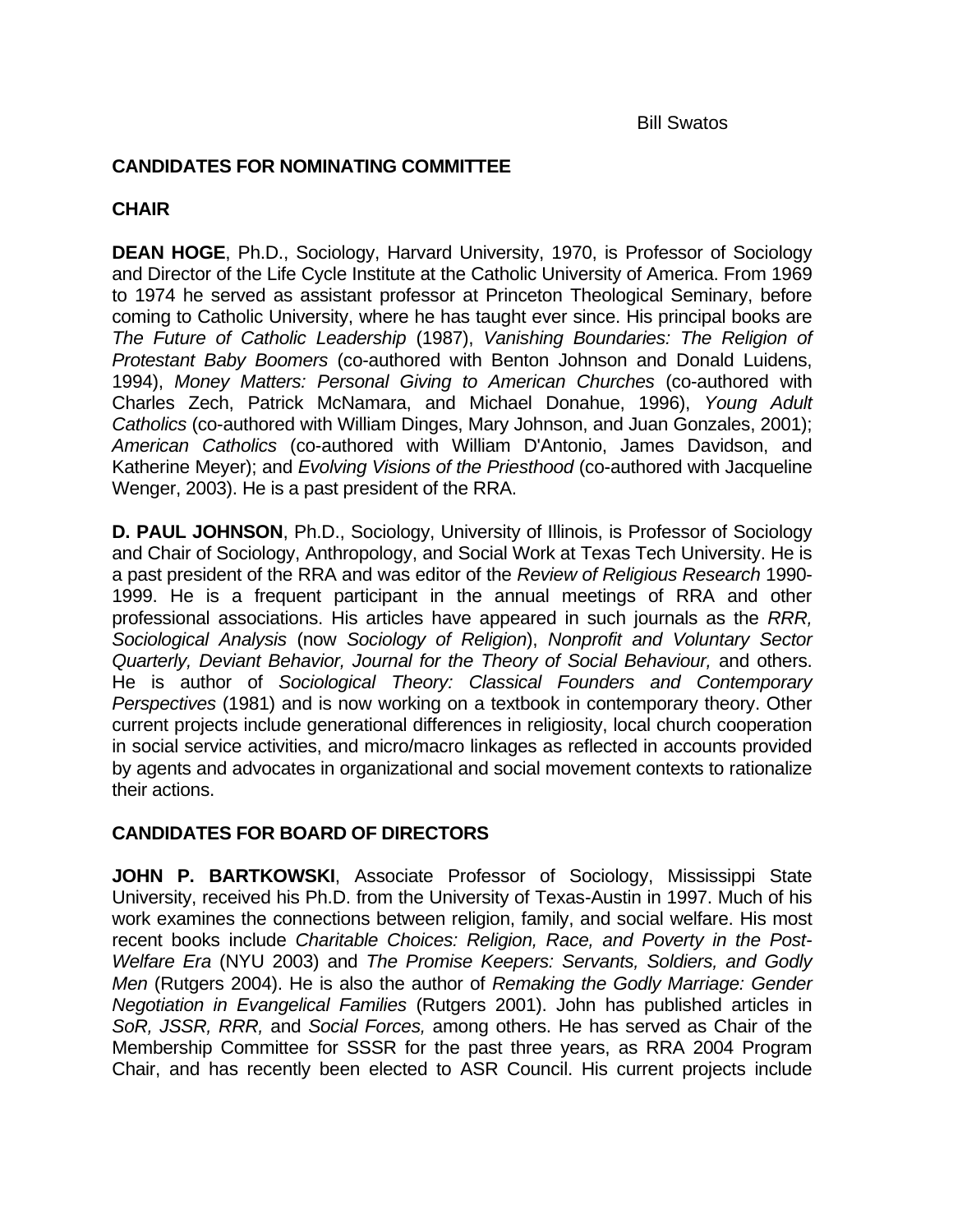Bill Swatos

## CANDIDATES FOR NOMINATING COMMITTEE

### CHAIR

**DEAN HOGE**, Ph.D., Sociology, Harvard University, 1970, is Professor of Sociology and Director of the Life Cycle Institute at the Catholic University of America. From 1969 to 1974 he served as assistant professor at Princeton Theological Seminary, before coming to Catholic University, where he has taught ever since. His principal books are *The Future of Catholic Leadership* (1987), *Vanishing Boundaries: The Religion of Protestant Baby Boomers* (co-authored with Benton Johnson and Donald Luidens, 1994), *Money Matters: Personal Giving to American Churches* (co-authored with Charles Zech, Patrick McNamara, and Michael Donahue, 1996), *Young Adult Catholics* (co-authored with William Dinges, Mary Johnson, and Juan Gonzales, 2001); *American Catholics* (co-authored with William D'Antonio, James Davidson, and Katherine Meyer); and *Evolving Visions of the Priesthood* (co-authored with Jacqueline Wenger, 2003). He is a past president of the RRA.

**D. PAUL JOHNSON**, Ph.D., Sociology, University of Illinois, is Professor of Sociology and Chair of Sociology, Anthropology, and Social Work at Texas Tech University. He is a past president of the RRA and was editor of the *Review of Religious Research* 1990-1999. He is a frequent participant in the annual meetings of RRA and other professional associations. His articles have appeared in such journals as the *RRR, Sociological Analysis* (now *Sociology of Religion*), *Nonprofit and Voluntary Sector Quarterly, Deviant Behavior, Journal for the Theory of Social Behaviour,* and others. He is author of *Sociological Theory: Classical Founders and Contemporary Perspectives* (1981) and is now working on a textbook in contemporary theory. Other current projects include generational differences in religiosity, local church cooperation in social service activities, and micro/macro linkages as reflected in accounts provided by agents and advocates in organizational and social movement contexts to rationalize their actions.

## CANDIDATES FOR BOARD OF DIRECTORS

**JOHN P. BARTKOWSKI**, Associate Professor of Sociology, Mississippi State University, received his Ph.D. from the University of Texas-Austin in 1997. Much of his work examines the connections between religion, family, and social welfare. His most recent books include *Charitable Choices: Religion, Race, and Poverty in the Post-Welfare Era* (NYU 2003) and *The Promise Keepers: Servants, Soldiers, and Godly Men* (Rutgers 2004). He is also the author of *Remaking the Godly Marriage: Gender Negotiation in Evangelical Families* (Rutgers 2001). John has published articles in *SoR, JSSR, RRR,* and *Social Forces,* among others. He has served as Chair of the Membership Committee for SSSR for the past three years, as RRA 2004 Program Chair, and has recently been elected to ASR Council. His current projects include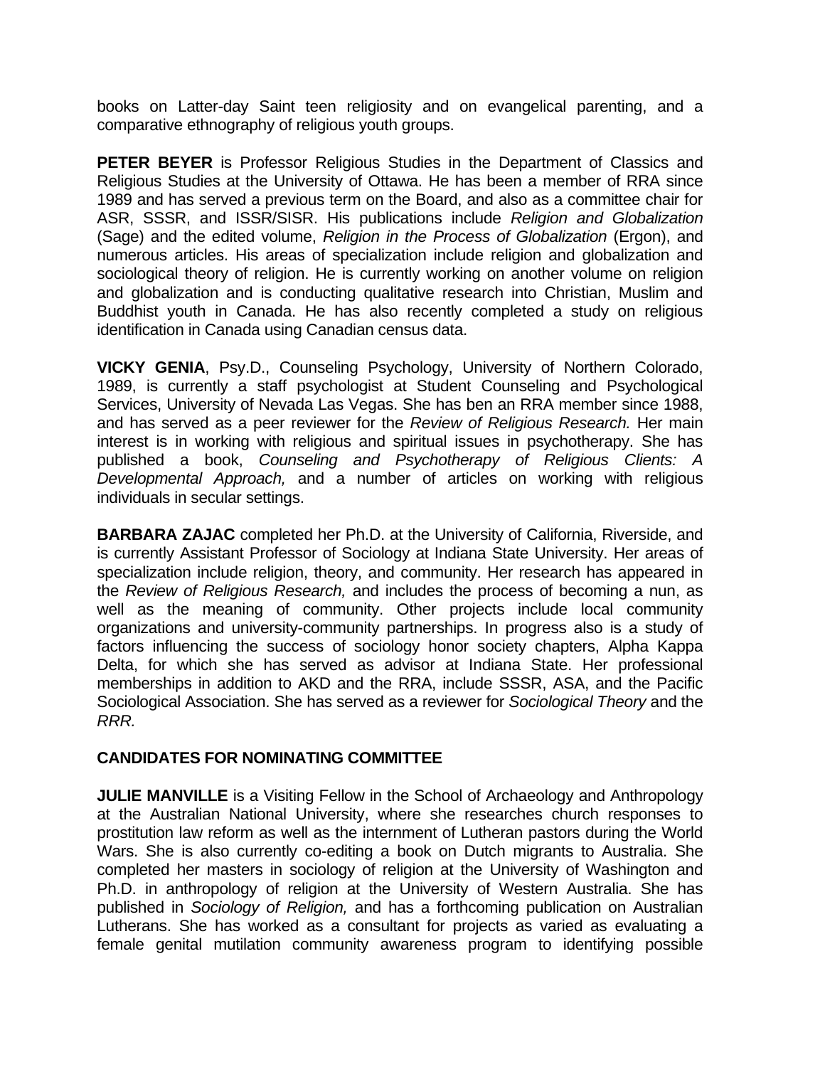books on Latter-day Saint teen religiosity and on evangelical parenting, and a comparative ethnography of religious youth groups.

**PETER BEYER** is Professor Religious Studies in the Department of Classics and Religious Studies at the University of Ottawa. He has been a member of RRA since 1989 and has served a previous term on the Board, and also as a committee chair for ASR, SSSR, and ISSR/SISR. His publications include *Religion and Globalization* (Sage) and the edited volume, *Religion in the Process of Globalization* (Ergon), and numerous articles. His areas of specialization include religion and globalization and sociological theory of religion. He is currently working on another volume on religion and globalization and is conducting qualitative research into Christian, Muslim and Buddhist youth in Canada. He has also recently completed a study on religious identification in Canada using Canadian census data.

**VICKY GENIA**, Psy.D., Counseling Psychology, University of Northern Colorado, 1989, is currently a staff psychologist at Student Counseling and Psychological Services, University of Nevada Las Vegas. She has ben an RRA member since 1988, and has served as a peer reviewer for the *Review of Religious Research.* Her main interest is in working with religious and spiritual issues in psychotherapy. She has published a book, *Counseling and Psychotherapy of Religious Clients: A Developmental Approach,* and a number of articles on working with religious individuals in secular settings.

**BARBARA ZAJAC** completed her Ph.D. at the University of California, Riverside, and is currently Assistant Professor of Sociology at Indiana State University. Her areas of specialization include religion, theory, and community. Her research has appeared in the *Review of Religious Research,* and includes the process of becoming a nun, as well as the meaning of community. Other projects include local community organizations and university-community partnerships. In progress also is a study of factors influencing the success of sociology honor society chapters, Alpha Kappa Delta, for which she has served as advisor at Indiana State. Her professional memberships in addition to AKD and the RRA, include SSSR, ASA, and the Pacific Sociological Association. She has served as a reviewer for *Sociological Theory* and the *RRR.*

**CANDIDATES FOR NOMINATING COMMITTEE**

**JULIE MANVILLE** is a Visiting Fellow in the School of Archaeology and Anthropology at the Australian National University, where she researches church responses to prostitution law reform as well as the internment of Lutheran pastors during the World Wars. She is also currently co-editing a book on Dutch migrants to Australia. She completed her masters in sociology of religion at the University of Washington and Ph.D. in anthropology of religion at the University of Western Australia. She has published in *Sociology of Religion,* and has a forthcoming publication on Australian Lutherans. She has worked as a consultant for projects as varied as evaluating a female genital mutilation community awareness program to identifying possible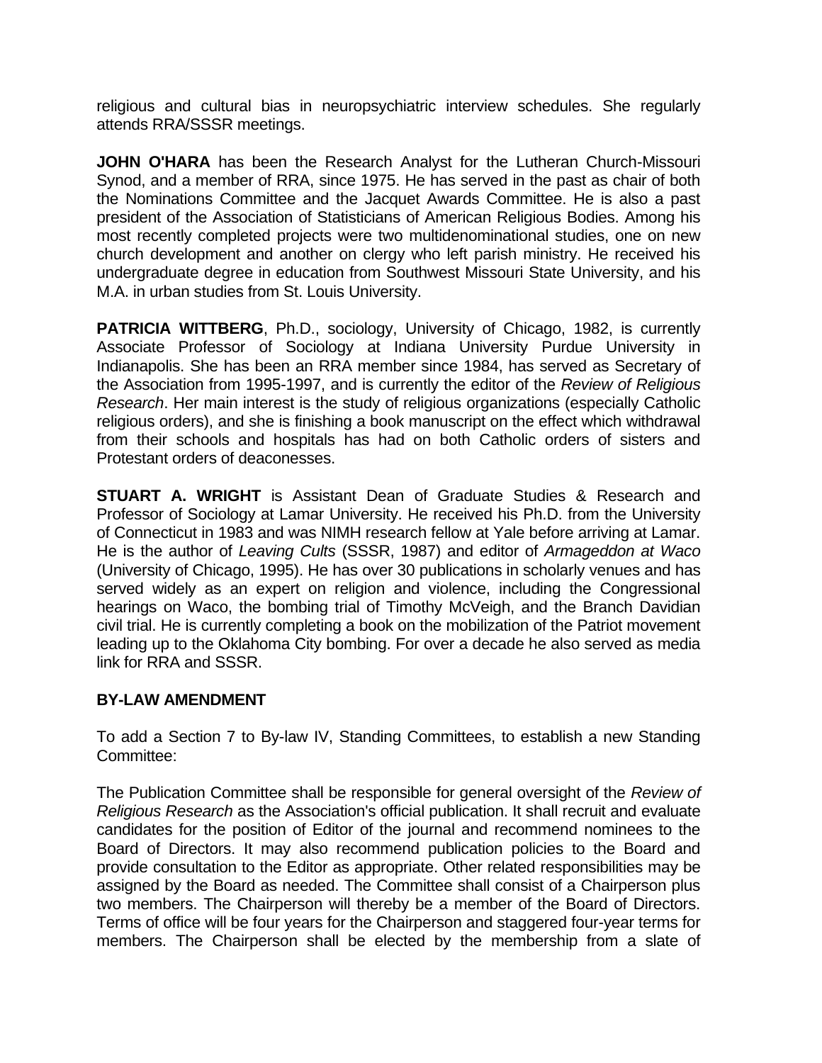religious and cultural bias in neuropsychiatric interview schedules. She regularly attends RRA/SSSR meetings.

**JOHN O'HARA** has been the Research Analyst for the Lutheran Church-Missouri Synod, and a member of RRA, since 1975. He has served in the past as chair of both the Nominations Committee and the Jacquet Awards Committee. He is also a past president of the Association of Statisticians of American Religious Bodies. Among his most recently completed projects were two multidenominational studies, one on new church development and another on clergy who left parish ministry. He received his undergraduate degree in education from Southwest Missouri State University, and his M.A. in urban studies from St. Louis University.

**PATRICIA WITTBERG**, Ph.D., sociology, University of Chicago, 1982, is currently Associate Professor of Sociology at Indiana University Purdue University in Indianapolis. She has been an RRA member since 1984, has served as Secretary of the Association from 1995-1997, and is currently the editor of the *Review of Religious Research*. Her main interest is the study of religious organizations (especially Catholic religious orders), and she is finishing a book manuscript on the effect which withdrawal from their schools and hospitals has had on both Catholic orders of sisters and Protestant orders of deaconesses.

**STUART A. WRIGHT** is Assistant Dean of Graduate Studies & Research and Professor of Sociology at Lamar University. He received his Ph.D. from the University of Connecticut in 1983 and was NIMH research fellow at Yale before arriving at Lamar. He is the author of *Leaving Cults* (SSSR, 1987) and editor of *Armageddon at Waco* (University of Chicago, 1995). He has over 30 publications in scholarly venues and has served widely as an expert on religion and violence, including the Congressional hearings on Waco, the bombing trial of Timothy McVeigh, and the Branch Davidian civil trial. He is currently completing a book on the mobilization of the Patriot movement leading up to the Oklahoma City bombing. For over a decade he also served as media link for RRA and SSSR.

## BY-LAW AMENDMENT

To add a Section 7 to By-law IV, Standing Committees, to establish a new Standing Committee:

The Publication Committee shall be responsible for general oversight of the *Review of Religious Research* as the Association's official publication. It shall recruit and evaluate candidates for the position of Editor of the journal and recommend nominees to the Board of Directors. It may also recommend publication policies to the Board and provide consultation to the Editor as appropriate. Other related responsibilities may be assigned by the Board as needed. The Committee shall consist of a Chairperson plus two members. The Chairperson will thereby be a member of the Board of Directors. Terms of office will be four years for the Chairperson and staggered four-year terms for members. The Chairperson shall be elected by the membership from a slate of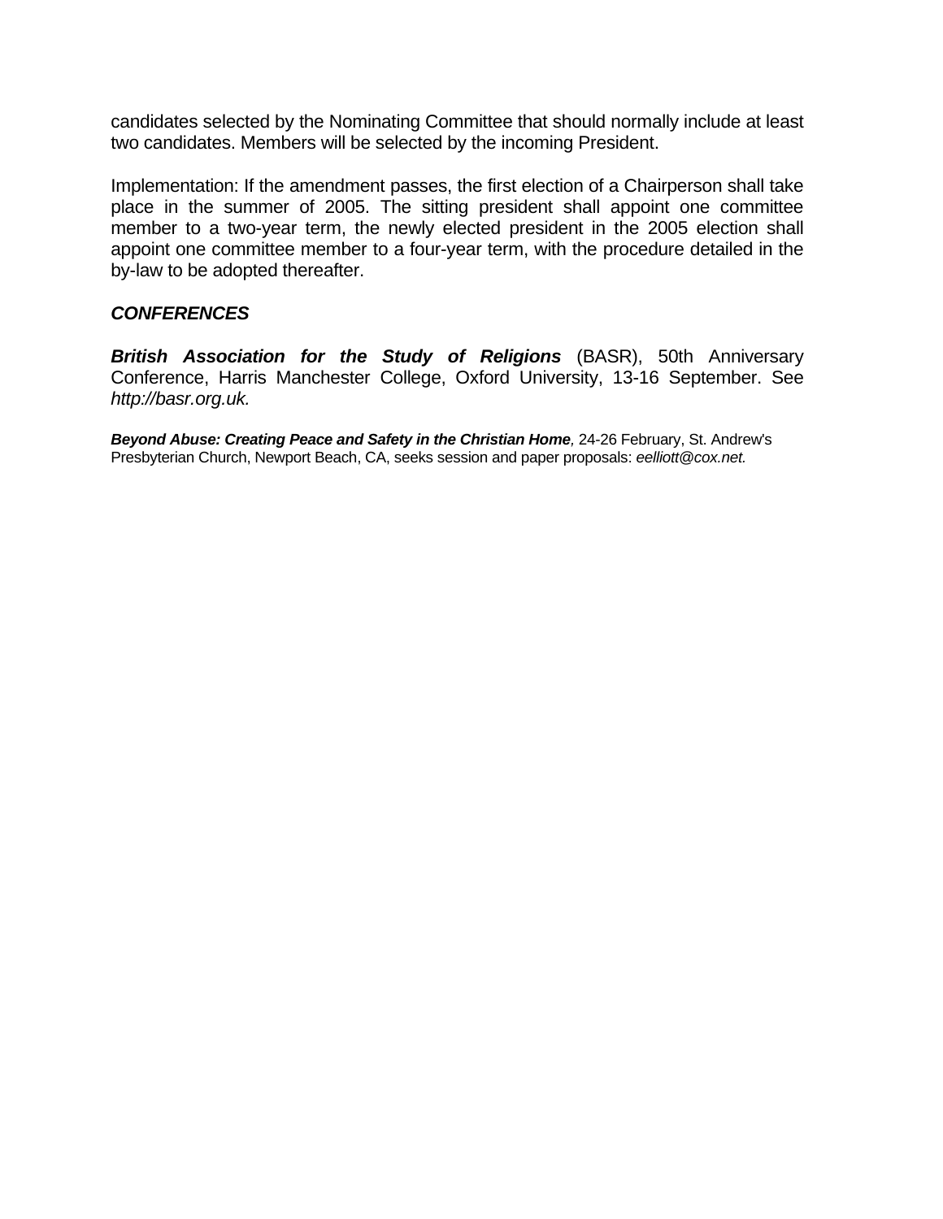candidates selected by the Nominating Committee that should normally include at least two candidates. Members will be selected by the incoming President.

Implementation: If the amendment passes, the first election of a Chairperson shall take place in the summer of 2005. The sitting president shall appoint one committee member to a two-year term, the newly elected president in the 2005 election shall appoint one committee member to a four-year term, with the procedure detailed in the by-law to be adopted thereafter.

## *CONFERENCES*

***British Association for the Study of Religions*** (BASR), 50th Anniversary Conference, Harris Manchester College, Oxford University, 13-16 September. See *http://basr.org.uk.*

***Beyond Abuse: Creating Peace and Safety in the Christian Home****,* 24-26 February, St. Andrew's Presbyterian Church, Newport Beach, CA, seeks session and paper proposals: *eelliott@cox.net.*